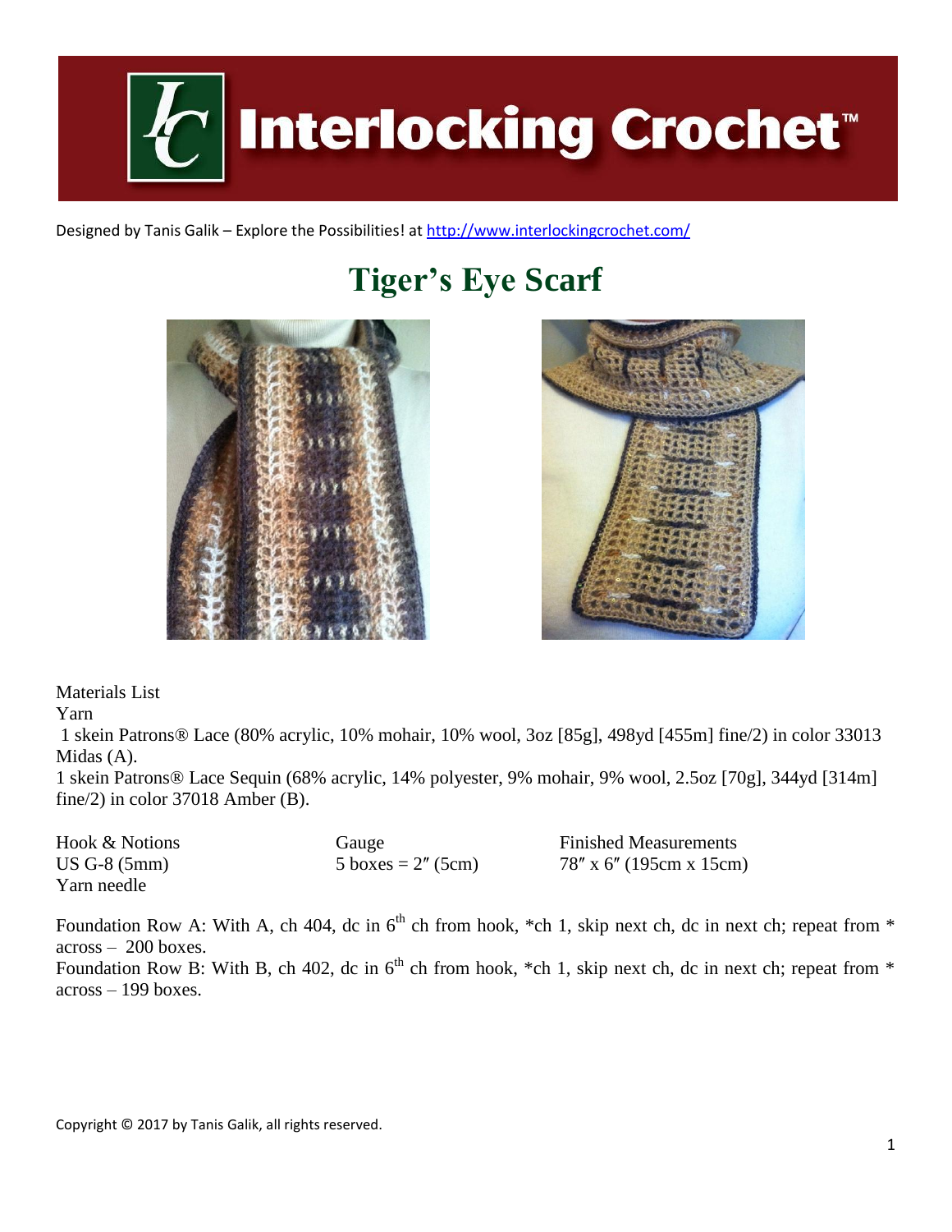Interlocking Crochet™

Designed by Tanis Galik – Explore the Possibilities! at http://www.interlockingcrochet.com/

# Tiger's Eye Scarf

Materials List

Yarn

1 skein Patrons® Lace (80% acrylic, 10% mohair, 10% wool, 3oz [85g], 498yd [455m] fine/2) in color 33013 Midas (A).

1 skein Patrons® Lace Sequin (68% acrylic, 14% polyester, 9% mohair, 9% wool, 2.5oz [70g], 344yd [314m] fine/2) in color 37018 Amber (B).

| Hook & Notions | Gauge | Finished Measurements |
|---|---|---|
| US G-8 (5mm) | 5 boxes = 2″ (5cm) | 78″ x 6″ (195cm x 15cm) |
| Yarn needle | | |

Foundation Row A: With A, ch 404, dc in 6th ch from hook, *ch 1, skip next ch, dc in next ch; repeat from * across – 200 boxes.

Foundation Row B: With B, ch 402, dc in 6th ch from hook, *ch 1, skip next ch, dc in next ch; repeat from * across – 199 boxes.

Copyright © 2017 by Tanis Galik, all rights reserved.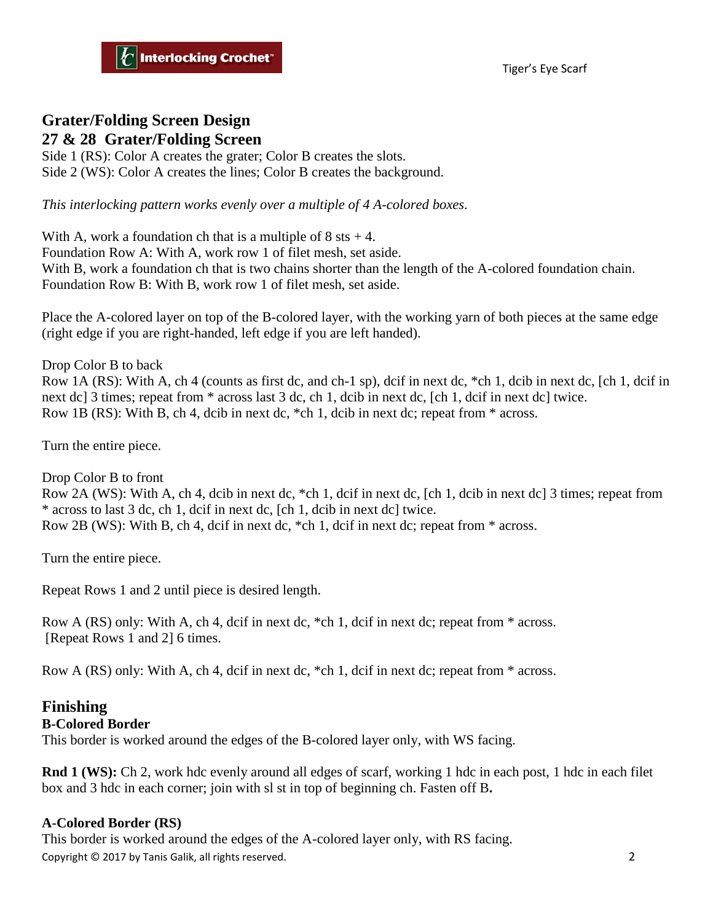## Grater/Folding Screen Design

## 27 & 28 Grater/Folding Screen

Side 1 (RS): Color A creates the grater; Color B creates the slots.
Side 2 (WS): Color A creates the lines; Color B creates the background.

*This interlocking pattern works evenly over a multiple of 4 A-colored boxes.*

With A, work a foundation ch that is a multiple of 8 sts + 4.
Foundation Row A: With A, work row 1 of filet mesh, set aside.
With B, work a foundation ch that is two chains shorter than the length of the A-colored foundation chain.
Foundation Row B: With B, work row 1 of filet mesh, set aside.

Place the A-colored layer on top of the B-colored layer, with the working yarn of both pieces at the same edge (right edge if you are right-handed, left edge if you are left handed).

Drop Color B to back
Row 1A (RS): With A, ch 4 (counts as first dc, and ch-1 sp), dcif in next dc, *ch 1, dcib in next dc, [ch 1, dcif in next dc] 3 times; repeat from * across last 3 dc, ch 1, dcib in next dc, [ch 1, dcif in next dc] twice.
Row 1B (RS): With B, ch 4, dcib in next dc, *ch 1, dcib in next dc; repeat from * across.

Turn the entire piece.

Drop Color B to front
Row 2A (WS): With A, ch 4, dcib in next dc, *ch 1, dcif in next dc, [ch 1, dcib in next dc] 3 times; repeat from * across to last 3 dc, ch 1, dcif in next dc, [ch 1, dcib in next dc] twice.
Row 2B (WS): With B, ch 4, dcif in next dc, *ch 1, dcif in next dc; repeat from * across.

Turn the entire piece.

Repeat Rows 1 and 2 until piece is desired length.

Row A (RS) only: With A, ch 4, dcif in next dc, *ch 1, dcif in next dc; repeat from * across.
[Repeat Rows 1 and 2] 6 times.

Row A (RS) only: With A, ch 4, dcif in next dc, *ch 1, dcif in next dc; repeat from * across.

## Finishing

### B-Colored Border

This border is worked around the edges of the B-colored layer only, with WS facing.

**Rnd 1 (WS):** Ch 2, work hdc evenly around all edges of scarf, working 1 hdc in each post, 1 hdc in each filet box and 3 hdc in each corner; join with sl st in top of beginning ch. Fasten off B**.**

### A-Colored Border (RS)

This border is worked around the edges of the A-colored layer only, with RS facing.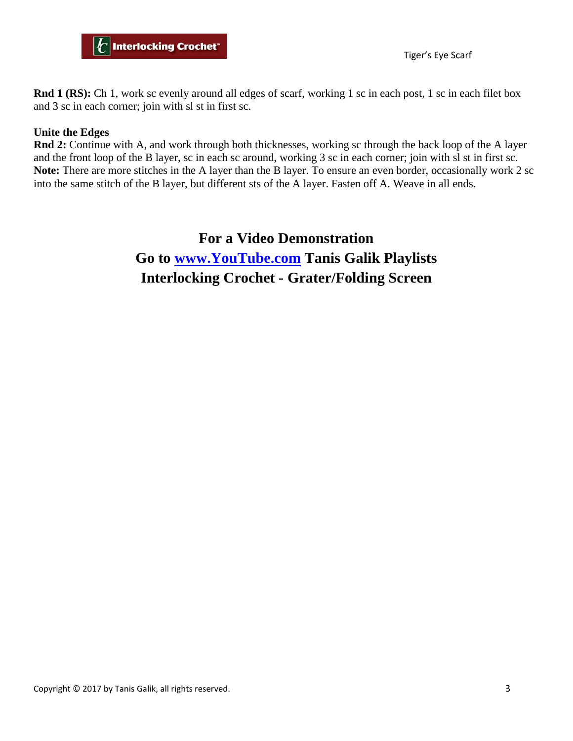**Rnd 1 (RS):** Ch 1, work sc evenly around all edges of scarf, working 1 sc in each post, 1 sc in each filet box and 3 sc in each corner; join with sl st in first sc.

**Unite the Edges**

**Rnd 2:** Continue with A, and work through both thicknesses, working sc through the back loop of the A layer and the front loop of the B layer, sc in each sc around, working 3 sc in each corner; join with sl st in first sc.
**Note:** There are more stitches in the A layer than the B layer. To ensure an even border, occasionally work 2 sc into the same stitch of the B layer, but different sts of the A layer. Fasten off A. Weave in all ends.

## For a Video Demonstration
## Go to [www.YouTube.com](http://www.YouTube.com) Tanis Galik Playlists
## Interlocking Crochet - Grater/Folding Screen

Copyright © 2017 by Tanis Galik, all rights reserved.